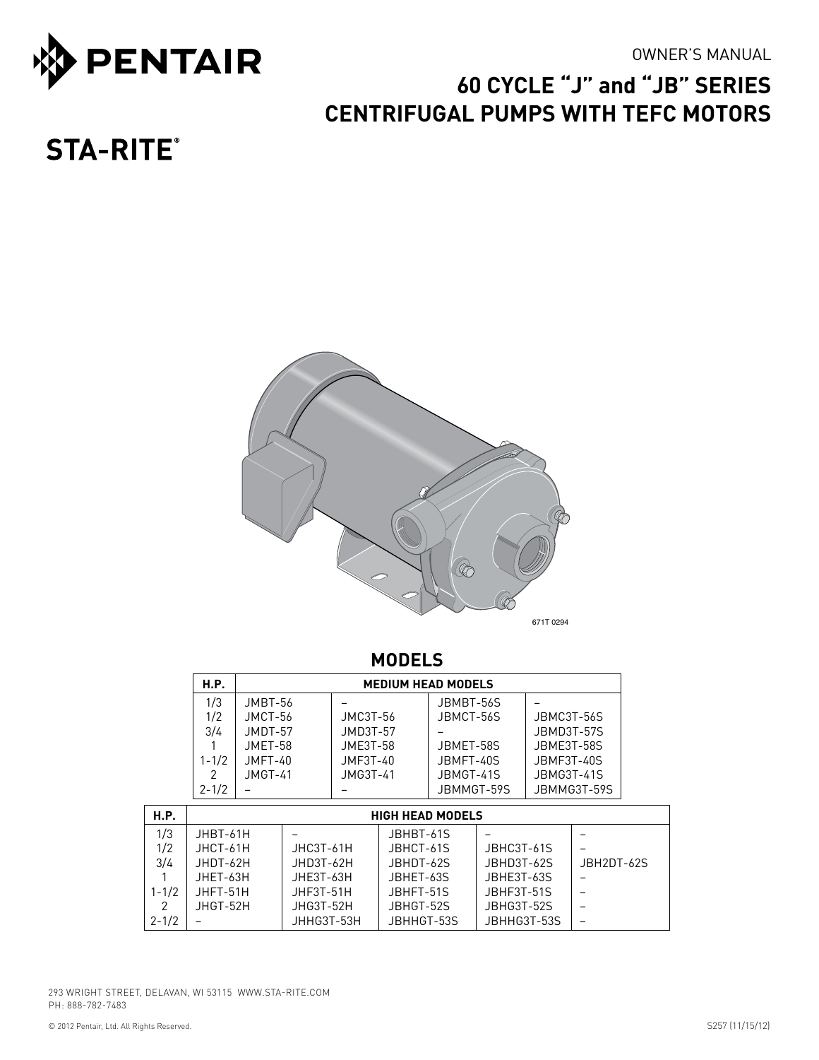PENTAIR

STA-RITE®

OWNER'S MANUAL

# 60 CYCLE "J" and "JB" SERIES CENTRIFUGAL PUMPS WITH TEFC MOTORS

671T 0294

## MODELS

| H.P. | MEDIUM HEAD MODELS | | | |
|---|---|---|---|---|
| 1/3 | JMBT-56 | – | JBMBT-56S | – |
| 1/2 | JMCT-56 | JMC3T-56 | JBMCT-56S | JBMC3T-56S |
| 3/4 | JMDT-57 | JMD3T-57 | – | JBMD3T-57S |
| 1 | JMET-58 | JME3T-58 | JBMET-58S | JBME3T-58S |
| 1-1/2 | JMFT-40 | JMF3T-40 | JBMFT-40S | JBMF3T-40S |
| 2 | JMGT-41 | JMG3T-41 | JBMGT-41S | JBMG3T-41S |
| 2-1/2 | – | – | JBMMGT-59S | JBMMG3T-59S |

| H.P. | HIGH HEAD MODELS | | | | |
|---|---|---|---|---|---|
| 1/3 | JHBT-61H | – | JBHBT-61S | – | – |
| 1/2 | JHCT-61H | JHC3T-61H | JBHCT-61S | JBHC3T-61S | – |
| 3/4 | JHDT-62H | JHD3T-62H | JBHDT-62S | JBHD3T-62S | JBH2DT-62S |
| 1 | JHET-63H | JHE3T-63H | JBHET-63S | JBHE3T-63S | – |
| 1-1/2 | JHFT-51H | JHF3T-51H | JBHFT-51S | JBHF3T-51S | – |
| 2 | JHGT-52H | JHG3T-52H | JBHGT-52S | JBHG3T-52S | – |
| 2-1/2 | – | JHHG3T-53H | JBHHGT-53S | JBHHG3T-53S | – |

293 WRIGHT STREET, DELAVAN, WI 53115 WWW.STA-RITE.COM
PH: 888-782-7483

© 2012 Pentair, Ltd. All Rights Reserved.

S257 (11/15/12)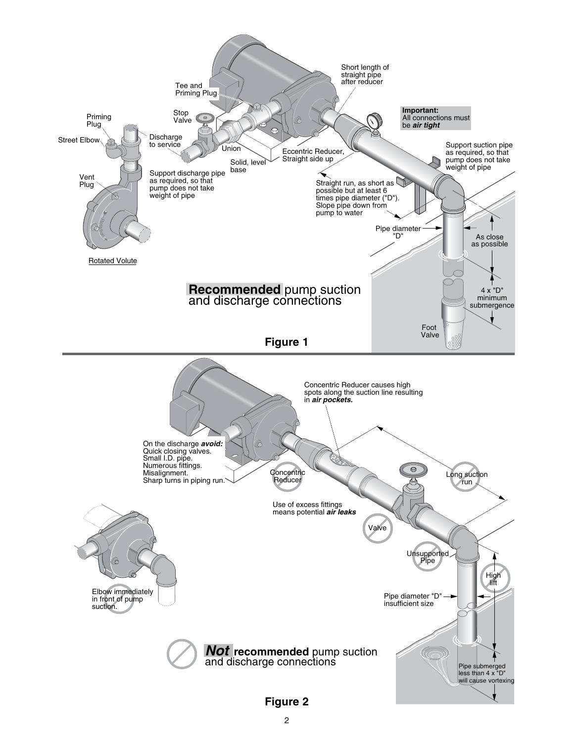Tee and Priming Plug

Stop Valve

Priming Plug

Street Elbow

Discharge to service

Vent Plug

Union

Solid, level base

Support discharge pipe as required, so that pump does not take weight of pipe

Rotated Volute

Short length of straight pipe after reducer

Eccentric Reducer, Straight side up

**Important:** All connections must be ***air tight***

Support suction pipe as required, so that pump does not take weight of pipe

Straight run, as short as possible but at least 6 times pipe diameter ("D"). Slope pipe down from pump to water

Pipe diameter "D"

As close as possible

4 x "D" minimum submergence

Foot Valve

**Recommended** pump suction and discharge connections

**Figure 1**

Concentric Reducer causes high spots along the suction line resulting in ***air pockets.***

On the discharge ***avoid:***
Quick closing valves.
Small I.D. pipe.
Numerous fittings.
Misalignment.
Sharp turns in piping run.

Concentric Reducer

Long suction run

Use of excess fittings means potential ***air leaks***

Valve

Unsupported Pipe

High lift

Elbow immediately in front of pump suction.

Pipe diameter "D" insufficient size

Pipe submerged less than 4 x "D" will cause vortexing

***Not*** **recommended** pump suction and discharge connections

**Figure 2**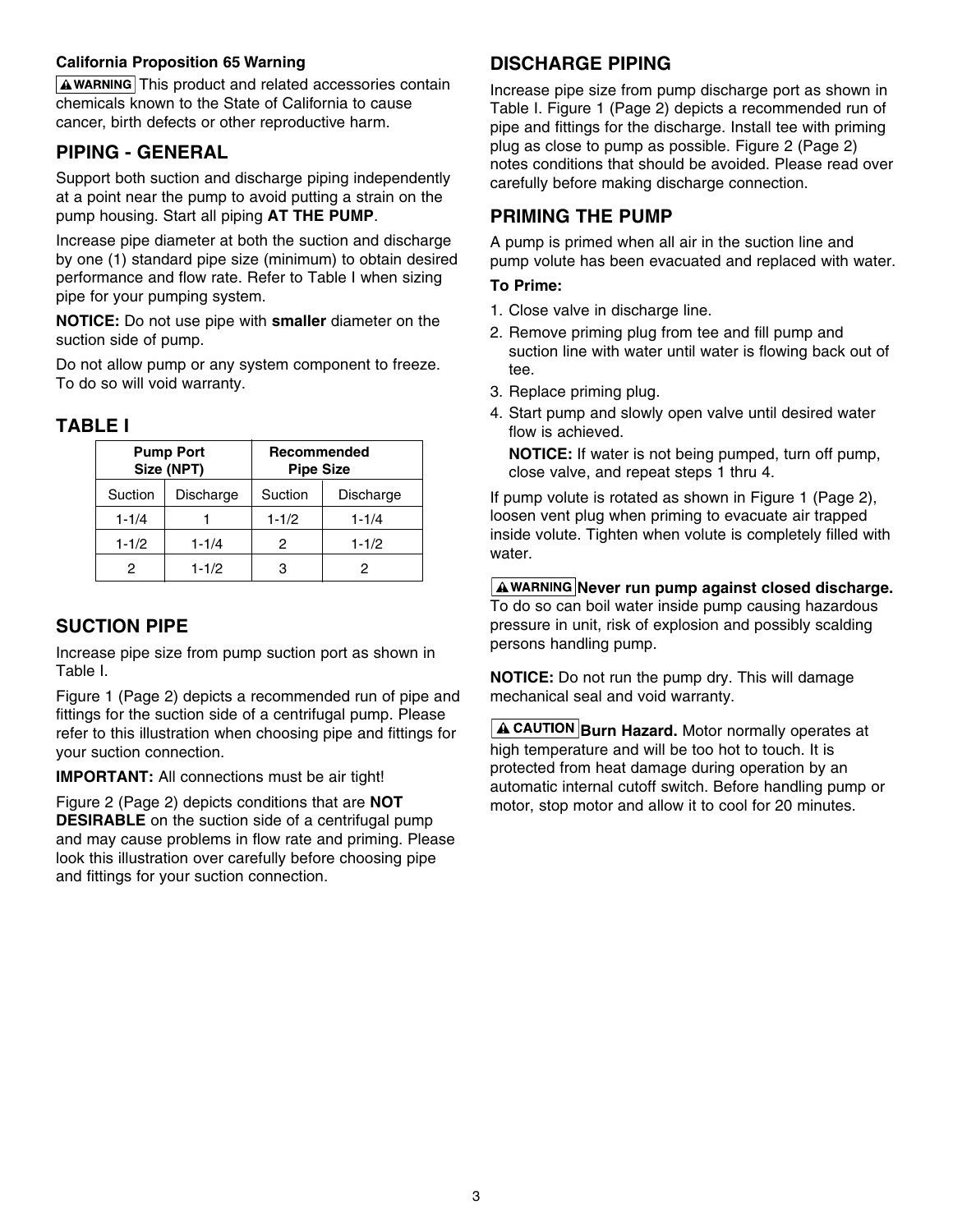**California Proposition 65 Warning**

**⚠ WARNING** This product and related accessories contain chemicals known to the State of California to cause cancer, birth defects or other reproductive harm.

## PIPING - GENERAL

Support both suction and discharge piping independently at a point near the pump to avoid putting a strain on the pump housing. Start all piping **AT THE PUMP**.

Increase pipe diameter at both the suction and discharge by one (1) standard pipe size (minimum) to obtain desired performance and flow rate. Refer to Table I when sizing pipe for your pumping system.

**NOTICE:** Do not use pipe with **smaller** diameter on the suction side of pump.

Do not allow pump or any system component to freeze. To do so will void warranty.

## TABLE I

| Pump Port Size (NPT) | | Recommended Pipe Size | |
|---|---|---|---|
| Suction | Discharge | Suction | Discharge |
| 1-1/4 | 1 | 1-1/2 | 1-1/4 |
| 1-1/2 | 1-1/4 | 2 | 1-1/2 |
| 2 | 1-1/2 | 3 | 2 |

## SUCTION PIPE

Increase pipe size from pump suction port as shown in Table I.

Figure 1 (Page 2) depicts a recommended run of pipe and fittings for the suction side of a centrifugal pump. Please refer to this illustration when choosing pipe and fittings for your suction connection.

**IMPORTANT:** All connections must be air tight!

Figure 2 (Page 2) depicts conditions that are **NOT DESIRABLE** on the suction side of a centrifugal pump and may cause problems in flow rate and priming. Please look this illustration over carefully before choosing pipe and fittings for your suction connection.

## DISCHARGE PIPING

Increase pipe size from pump discharge port as shown in Table I. Figure 1 (Page 2) depicts a recommended run of pipe and fittings for the discharge. Install tee with priming plug as close to pump as possible. Figure 2 (Page 2) notes conditions that should be avoided. Please read over carefully before making discharge connection.

## PRIMING THE PUMP

A pump is primed when all air in the suction line and pump volute has been evacuated and replaced with water.

**To Prime:**

1. Close valve in discharge line.
2. Remove priming plug from tee and fill pump and suction line with water until water is flowing back out of tee.
3. Replace priming plug.
4. Start pump and slowly open valve until desired water flow is achieved.

   **NOTICE:** If water is not being pumped, turn off pump, close valve, and repeat steps 1 thru 4.

If pump volute is rotated as shown in Figure 1 (Page 2), loosen vent plug when priming to evacuate air trapped inside volute. Tighten when volute is completely filled with water.

**⚠ WARNING** **Never run pump against closed discharge.** To do so can boil water inside pump causing hazardous pressure in unit, risk of explosion and possibly scalding persons handling pump.

**NOTICE:** Do not run the pump dry. This will damage mechanical seal and void warranty.

**⚠ CAUTION** **Burn Hazard.** Motor normally operates at high temperature and will be too hot to touch. It is protected from heat damage during operation by an automatic internal cutoff switch. Before handling pump or motor, stop motor and allow it to cool for 20 minutes.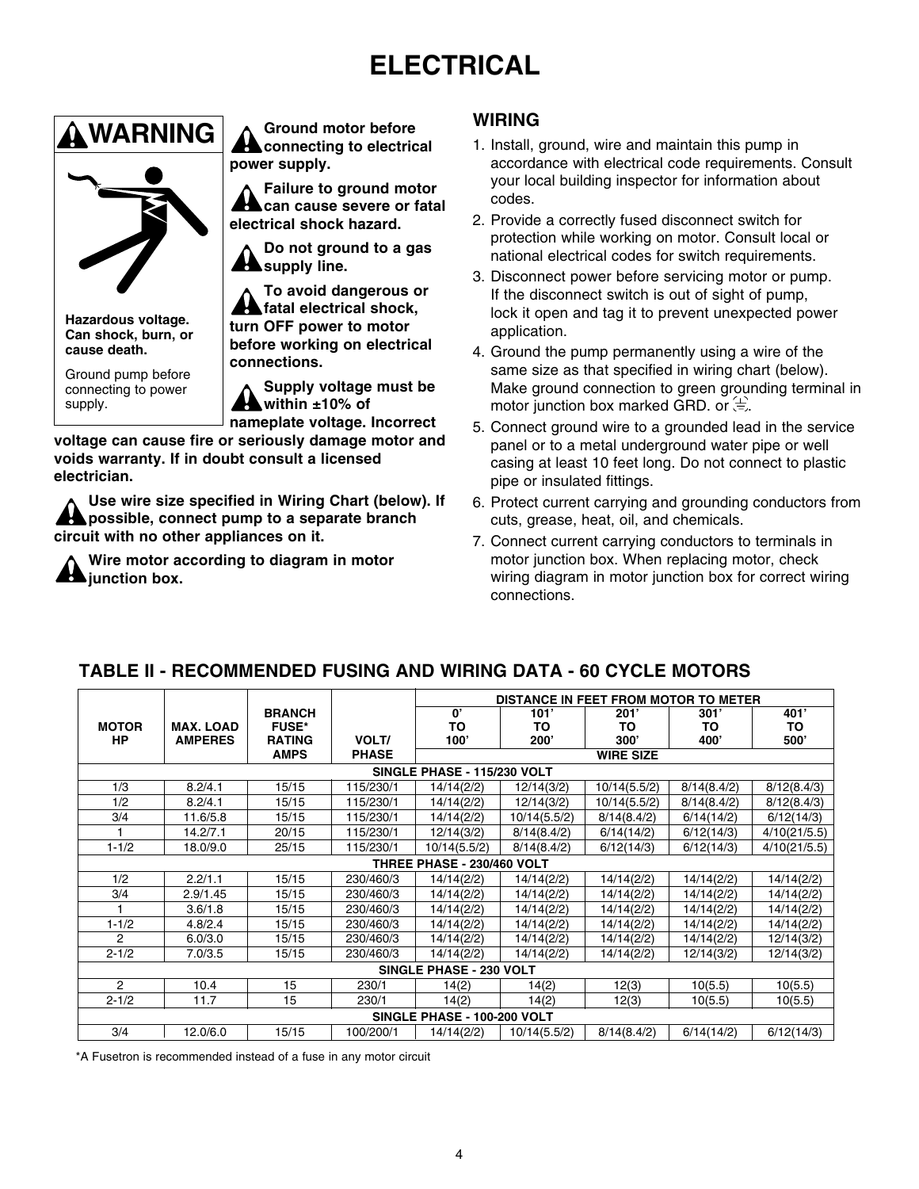# ELECTRICAL

**⚠WARNING**

Hazardous voltage. Can shock, burn, or cause death.

Ground pump before connecting to power supply.

**⚠ Ground motor before connecting to electrical power supply.**

**⚠ Failure to ground motor can cause severe or fatal electrical shock hazard.**

**⚠ Do not ground to a gas supply line.**

**⚠ To avoid dangerous or fatal electrical shock, turn OFF power to motor before working on electrical connections.**

**⚠ Supply voltage must be within ±10% of nameplate voltage. Incorrect voltage can cause fire or seriously damage motor and voids warranty. If in doubt consult a licensed electrician.**

**⚠ Use wire size specified in Wiring Chart (below). If possible, connect pump to a separate branch circuit with no other appliances on it.**

**⚠ Wire motor according to diagram in motor junction box.**

## WIRING

1. Install, ground, wire and maintain this pump in accordance with electrical code requirements. Consult your local building inspector for information about codes.
2. Provide a correctly fused disconnect switch for protection while working on motor. Consult local or national electrical codes for switch requirements.
3. Disconnect power before servicing motor or pump. If the disconnect switch is out of sight of pump, lock it open and tag it to prevent unexpected power application.
4. Ground the pump permanently using a wire of the same size as that specified in wiring chart (below). Make ground connection to green grounding terminal in motor junction box marked GRD. or ⏚.
5. Connect ground wire to a grounded lead in the service panel or to a metal underground water pipe or well casing at least 10 feet long. Do not connect to plastic pipe or insulated fittings.
6. Protect current carrying and grounding conductors from cuts, grease, heat, oil, and chemicals.
7. Connect current carrying conductors to terminals in motor junction box. When replacing motor, check wiring diagram in motor junction box for correct wiring connections.

## TABLE II - RECOMMENDED FUSING AND WIRING DATA - 60 CYCLE MOTORS

| MOTOR HP | MAX. LOAD AMPERES | BRANCH FUSE* RATING AMPS | VOLT/ PHASE | DISTANCE IN FEET FROM MOTOR TO METER — WIRE SIZE: 0' TO 100' | 101' TO 200' | 201' TO 300' | 301' TO 400' | 401' TO 500' |
|---|---|---|---|---|---|---|---|---|
| **SINGLE PHASE - 115/230 VOLT** | | | | | | | | |
| 1/3 | 8.2/4.1 | 15/15 | 115/230/1 | 14/14(2/2) | 12/14(3/2) | 10/14(5.5/2) | 8/14(8.4/2) | 8/12(8.4/3) |
| 1/2 | 8.2/4.1 | 15/15 | 115/230/1 | 14/14(2/2) | 12/14(3/2) | 10/14(5.5/2) | 8/14(8.4/2) | 8/12(8.4/3) |
| 3/4 | 11.6/5.8 | 15/15 | 115/230/1 | 14/14(2/2) | 10/14(5.5/2) | 8/14(8.4/2) | 6/14(14/2) | 6/12(14/3) |
| 1 | 14.2/7.1 | 20/15 | 115/230/1 | 12/14(3/2) | 8/14(8.4/2) | 6/14(14/2) | 6/12(14/3) | 4/10(21/5.5) |
| 1-1/2 | 18.0/9.0 | 25/15 | 115/230/1 | 10/14(5.5/2) | 8/14(8.4/2) | 6/12(14/3) | 6/12(14/3) | 4/10(21/5.5) |
| **THREE PHASE - 230/460 VOLT** | | | | | | | | |
| 1/2 | 2.2/1.1 | 15/15 | 230/460/3 | 14/14(2/2) | 14/14(2/2) | 14/14(2/2) | 14/14(2/2) | 14/14(2/2) |
| 3/4 | 2.9/1.45 | 15/15 | 230/460/3 | 14/14(2/2) | 14/14(2/2) | 14/14(2/2) | 14/14(2/2) | 14/14(2/2) |
| 1 | 3.6/1.8 | 15/15 | 230/460/3 | 14/14(2/2) | 14/14(2/2) | 14/14(2/2) | 14/14(2/2) | 14/14(2/2) |
| 1-1/2 | 4.8/2.4 | 15/15 | 230/460/3 | 14/14(2/2) | 14/14(2/2) | 14/14(2/2) | 14/14(2/2) | 14/14(2/2) |
| 2 | 6.0/3.0 | 15/15 | 230/460/3 | 14/14(2/2) | 14/14(2/2) | 14/14(2/2) | 14/14(2/2) | 12/14(3/2) |
| 2-1/2 | 7.0/3.5 | 15/15 | 230/460/3 | 14/14(2/2) | 14/14(2/2) | 14/14(2/2) | 12/14(3/2) | 12/14(3/2) |
| **SINGLE PHASE - 230 VOLT** | | | | | | | | |
| 2 | 10.4 | 15 | 230/1 | 14(2) | 14(2) | 12(3) | 10(5.5) | 10(5.5) |
| 2-1/2 | 11.7 | 15 | 230/1 | 14(2) | 14(2) | 12(3) | 10(5.5) | 10(5.5) |
| **SINGLE PHASE - 100-200 VOLT** | | | | | | | | |
| 3/4 | 12.0/6.0 | 15/15 | 100/200/1 | 14/14(2/2) | 10/14(5.5/2) | 8/14(8.4/2) | 6/14(14/2) | 6/12(14/3) |

*A Fusetron is recommended instead of a fuse in any motor circuit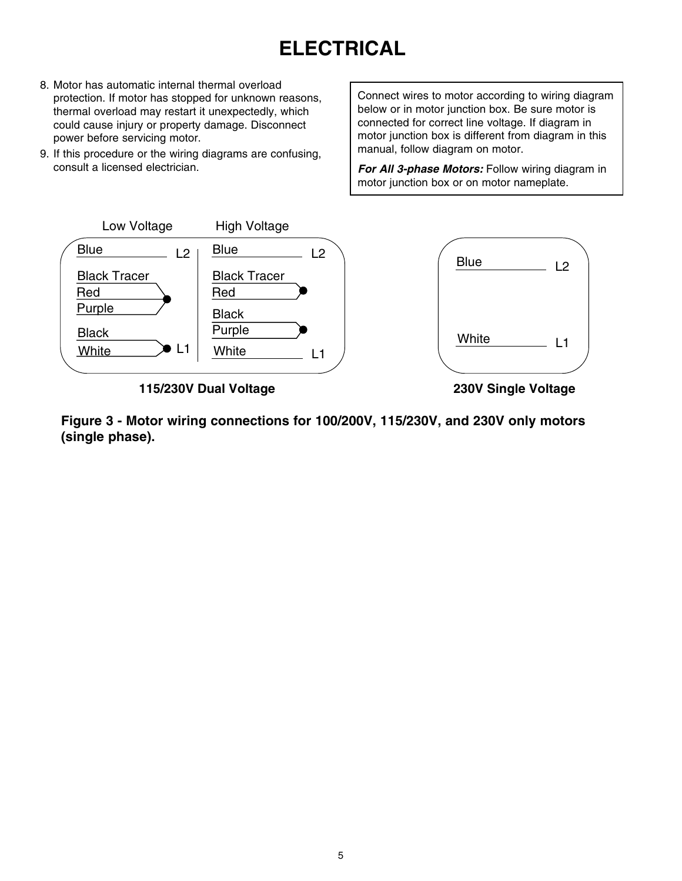# ELECTRICAL

8. Motor has automatic internal thermal overload protection. If motor has stopped for unknown reasons, thermal overload may restart it unexpectedly, which could cause injury or property damage. Disconnect power before servicing motor.
9. If this procedure or the wiring diagrams are confusing, consult a licensed electrician.

> Connect wires to motor according to wiring diagram below or in motor junction box. Be sure motor is connected for correct line voltage. If diagram in motor junction box is different from diagram in this manual, follow diagram on motor.
>
> ***For All 3-phase Motors:*** Follow wiring diagram in motor junction box or on motor nameplate.

**115/230V Dual Voltage**

| Low Voltage | | High Voltage | |
|---|---|---|---|
| Blue | L2 | Blue | L2 |
| Black Tracer, Red, Purple | (joined) | Black Tracer, Red | (joined) |
| Black, White | L1 | Black, Purple | (joined) |
| | | White | L1 |

**230V Single Voltage**

| Wire | Line |
|---|---|
| Blue | L2 |
| White | L1 |

**Figure 3 - Motor wiring connections for 100/200V, 115/230V, and 230V only motors (single phase).**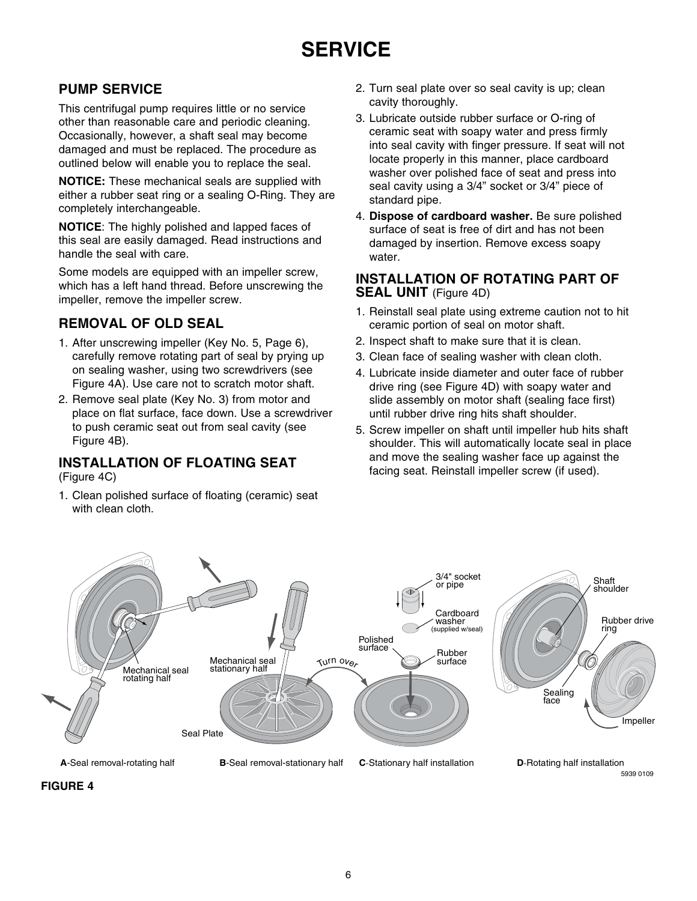# SERVICE

## PUMP SERVICE

This centrifugal pump requires little or no service other than reasonable care and periodic cleaning. Occasionally, however, a shaft seal may become damaged and must be replaced. The procedure as outlined below will enable you to replace the seal.

**NOTICE:** These mechanical seals are supplied with either a rubber seat ring or a sealing O-Ring. They are completely interchangeable.

**NOTICE**: The highly polished and lapped faces of this seal are easily damaged. Read instructions and handle the seal with care.

Some models are equipped with an impeller screw, which has a left hand thread. Before unscrewing the impeller, remove the impeller screw.

## REMOVAL OF OLD SEAL

1. After unscrewing impeller (Key No. 5, Page 6), carefully remove rotating part of seal by prying up on sealing washer, using two screwdrivers (see Figure 4A). Use care not to scratch motor shaft.
2. Remove seal plate (Key No. 3) from motor and place on flat surface, face down. Use a screwdriver to push ceramic seat out from seal cavity (see Figure 4B).

## INSTALLATION OF FLOATING SEAT
(Figure 4C)

1. Clean polished surface of floating (ceramic) seat with clean cloth.
2. Turn seal plate over so seal cavity is up; clean cavity thoroughly.
3. Lubricate outside rubber surface or O-ring of ceramic seat with soapy water and press firmly into seal cavity with finger pressure. If seat will not locate properly in this manner, place cardboard washer over polished face of seat and press into seal cavity using a 3/4" socket or 3/4" piece of standard pipe.
4. **Dispose of cardboard washer.** Be sure polished surface of seat is free of dirt and has not been damaged by insertion. Remove excess soapy water.

## INSTALLATION OF ROTATING PART OF SEAL UNIT (Figure 4D)

1. Reinstall seal plate using extreme caution not to hit ceramic portion of seal on motor shaft.
2. Inspect shaft to make sure that it is clean.
3. Clean face of sealing washer with clean cloth.
4. Lubricate inside diameter and outer face of rubber drive ring (see Figure 4D) with soapy water and slide assembly on motor shaft (sealing face first) until rubber drive ring hits shaft shoulder.
5. Screw impeller on shaft until impeller hub hits shaft shoulder. This will automatically locate seal in place and move the sealing washer face up against the facing seat. Reinstall impeller screw (if used).

**A**-Seal removal-rotating half **B**-Seal removal-stationary half **C**-Stationary half installation **D**-Rotating half installation

**FIGURE 4**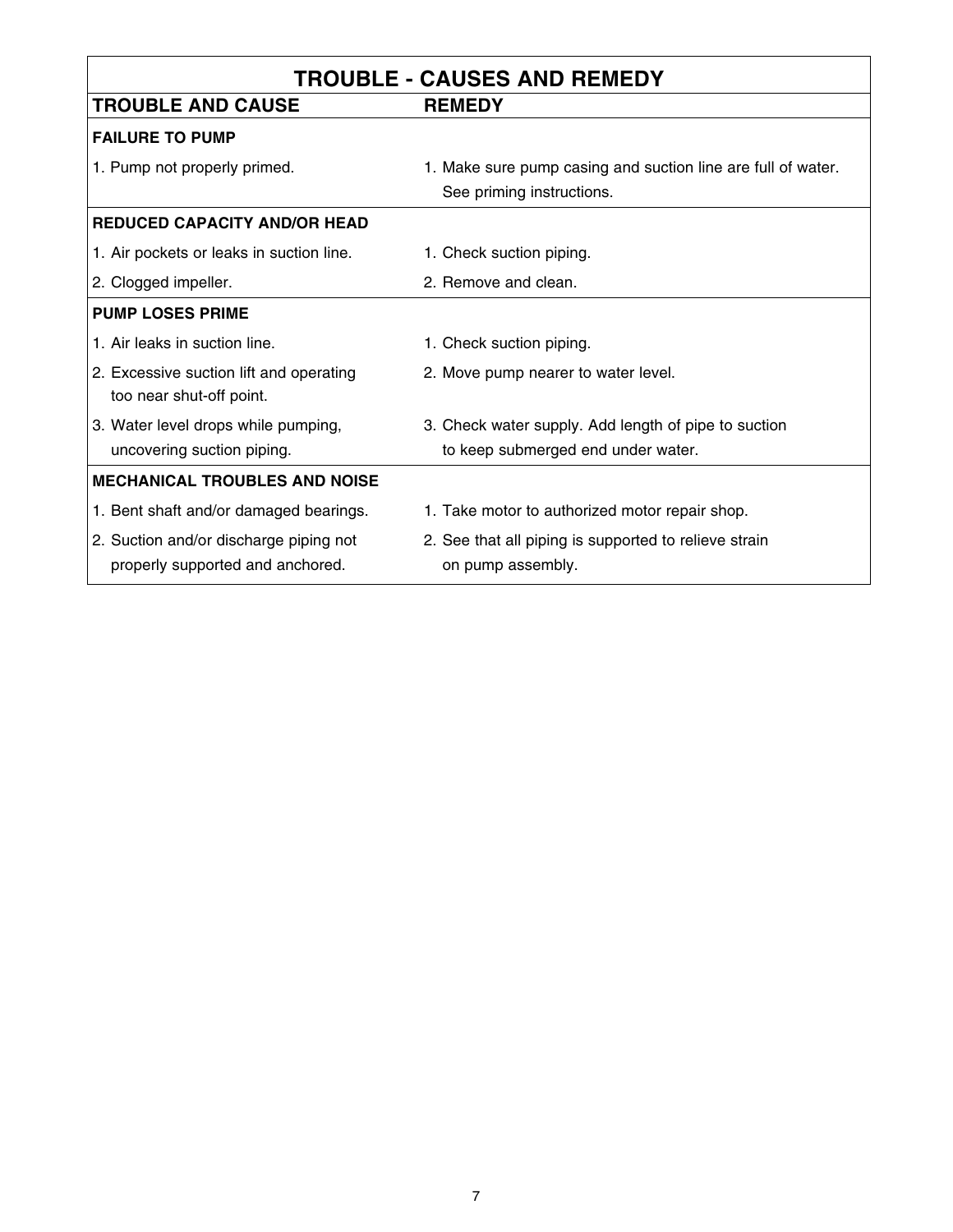| TROUBLE - CAUSES AND REMEDY | |
|---|---|
| **TROUBLE AND CAUSE** | **REMEDY** |
| **FAILURE TO PUMP** | |
| 1. Pump not properly primed. | 1. Make sure pump casing and suction line are full of water. See priming instructions. |
| **REDUCED CAPACITY AND/OR HEAD** | |
| 1. Air pockets or leaks in suction line. | 1. Check suction piping. |
| 2. Clogged impeller. | 2. Remove and clean. |
| **PUMP LOSES PRIME** | |
| 1. Air leaks in suction line. | 1. Check suction piping. |
| 2. Excessive suction lift and operating too near shut-off point. | 2. Move pump nearer to water level. |
| 3. Water level drops while pumping, uncovering suction piping. | 3. Check water supply. Add length of pipe to suction to keep submerged end under water. |
| **MECHANICAL TROUBLES AND NOISE** | |
| 1. Bent shaft and/or damaged bearings. | 1. Take motor to authorized motor repair shop. |
| 2. Suction and/or discharge piping not properly supported and anchored. | 2. See that all piping is supported to relieve strain on pump assembly. |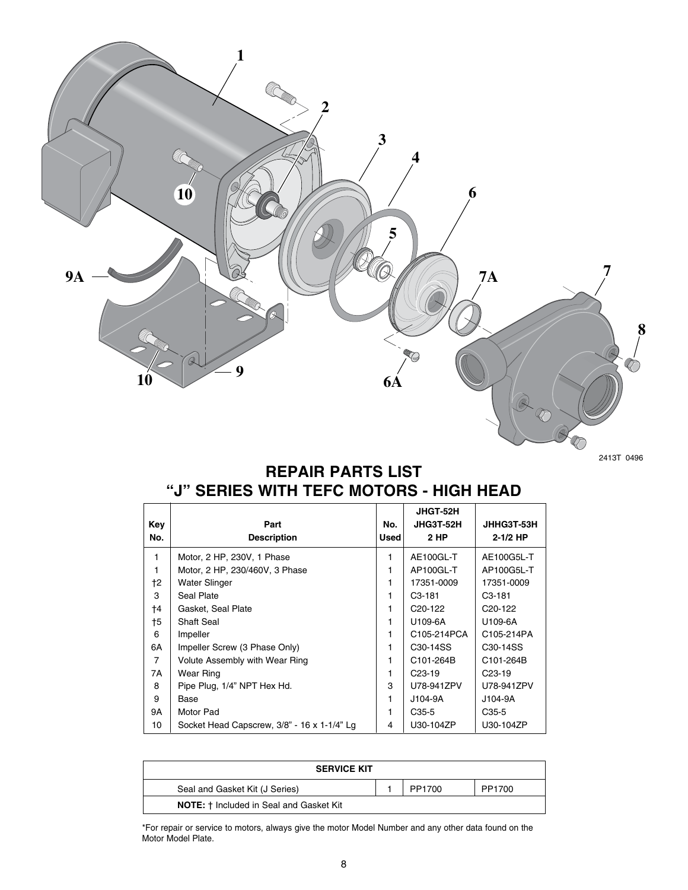2413T 0496

# REPAIR PARTS LIST
# "J" SERIES WITH TEFC MOTORS - HIGH HEAD

| Key No. | Part Description | No. Used | JHGT-52H JHG3T-52H 2 HP | JHHG3T-53H 2-1/2 HP |
|---|---|---|---|---|
| 1 | Motor, 2 HP, 230V, 1 Phase | 1 | AE100GL-T | AE100G5L-T |
| 1 | Motor, 2 HP, 230/460V, 3 Phase | 1 | AP100GL-T | AP100G5L-T |
| †2 | Water Slinger | 1 | 17351-0009 | 17351-0009 |
| 3 | Seal Plate | 1 | C3-181 | C3-181 |
| †4 | Gasket, Seal Plate | 1 | C20-122 | C20-122 |
| †5 | Shaft Seal | 1 | U109-6A | U109-6A |
| 6 | Impeller | 1 | C105-214PCA | C105-214PA |
| 6A | Impeller Screw (3 Phase Only) | 1 | C30-14SS | C30-14SS |
| 7 | Volute Assembly with Wear Ring | 1 | C101-264B | C101-264B |
| 7A | Wear Ring | 1 | C23-19 | C23-19 |
| 8 | Pipe Plug, 1/4" NPT Hex Hd. | 3 | U78-941ZPV | U78-941ZPV |
| 9 | Base | 1 | J104-9A | J104-9A |
| 9A | Motor Pad | 1 | C35-5 | C35-5 |
| 10 | Socket Head Capscrew, 3/8" - 16 x 1-1/4" Lg | 4 | U30-104ZP | U30-104ZP |

| SERVICE KIT | | | |
|---|---|---|---|
| Seal and Gasket Kit (J Series) | 1 | PP1700 | PP1700 |
| **NOTE:** † Included in Seal and Gasket Kit | | | |

*For repair or service to motors, always give the motor Model Number and any other data found on the Motor Model Plate.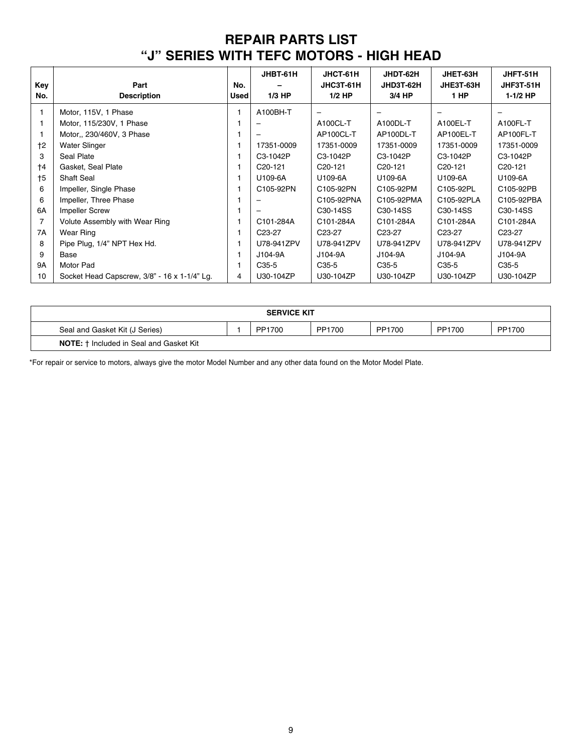# REPAIR PARTS LIST
# "J" SERIES WITH TEFC MOTORS - HIGH HEAD

| Key No. | Part Description | No. Used | JHBT-61H<br>–<br>1/3 HP | JHCT-61H<br>JHC3T-61H<br>1/2 HP | JHDT-62H<br>JHD3T-62H<br>3/4 HP | JHET-63H<br>JHE3T-63H<br>1 HP | JHFT-51H<br>JHF3T-51H<br>1-1/2 HP |
|---|---|---|---|---|---|---|---|
| 1 | Motor, 115V, 1 Phase | 1 | A100BH-T | – | – | – | – |
| 1 | Motor, 115/230V, 1 Phase | 1 | – | A100CL-T | A100DL-T | A100EL-T | A100FL-T |
| 1 | Motor,, 230/460V, 3 Phase | 1 | – | AP100CL-T | AP100DL-T | AP100EL-T | AP100FL-T |
| †2 | Water Slinger | 1 | 17351-0009 | 17351-0009 | 17351-0009 | 17351-0009 | 17351-0009 |
| 3 | Seal Plate | 1 | C3-1042P | C3-1042P | C3-1042P | C3-1042P | C3-1042P |
| †4 | Gasket, Seal Plate | 1 | C20-121 | C20-121 | C20-121 | C20-121 | C20-121 |
| †5 | Shaft Seal | 1 | U109-6A | U109-6A | U109-6A | U109-6A | U109-6A |
| 6 | Impeller, Single Phase | 1 | C105-92PN | C105-92PN | C105-92PM | C105-92PL | C105-92PB |
| 6 | Impeller, Three Phase | 1 | – | C105-92PNA | C105-92PMA | C105-92PLA | C105-92PBA |
| 6A | Impeller Screw | 1 | – | C30-14SS | C30-14SS | C30-14SS | C30-14SS |
| 7 | Volute Assembly with Wear Ring | 1 | C101-284A | C101-284A | C101-284A | C101-284A | C101-284A |
| 7A | Wear Ring | 1 | C23-27 | C23-27 | C23-27 | C23-27 | C23-27 |
| 8 | Pipe Plug, 1/4" NPT Hex Hd. | 1 | U78-941ZPV | U78-941ZPV | U78-941ZPV | U78-941ZPV | U78-941ZPV |
| 9 | Base | 1 | J104-9A | J104-9A | J104-9A | J104-9A | J104-9A |
| 9A | Motor Pad | 1 | C35-5 | C35-5 | C35-5 | C35-5 | C35-5 |
| 10 | Socket Head Capscrew, 3/8" - 16 x 1-1/4" Lg. | 4 | U30-104ZP | U30-104ZP | U30-104ZP | U30-104ZP | U30-104ZP |

| SERVICE KIT | | | | | | |
|---|---|---|---|---|---|---|
| Seal and Gasket Kit (J Series) | 1 | PP1700 | PP1700 | PP1700 | PP1700 | PP1700 |
| **NOTE:** † Included in Seal and Gasket Kit | | | | | | |

*For repair or service to motors, always give the motor Model Number and any other data found on the Motor Model Plate.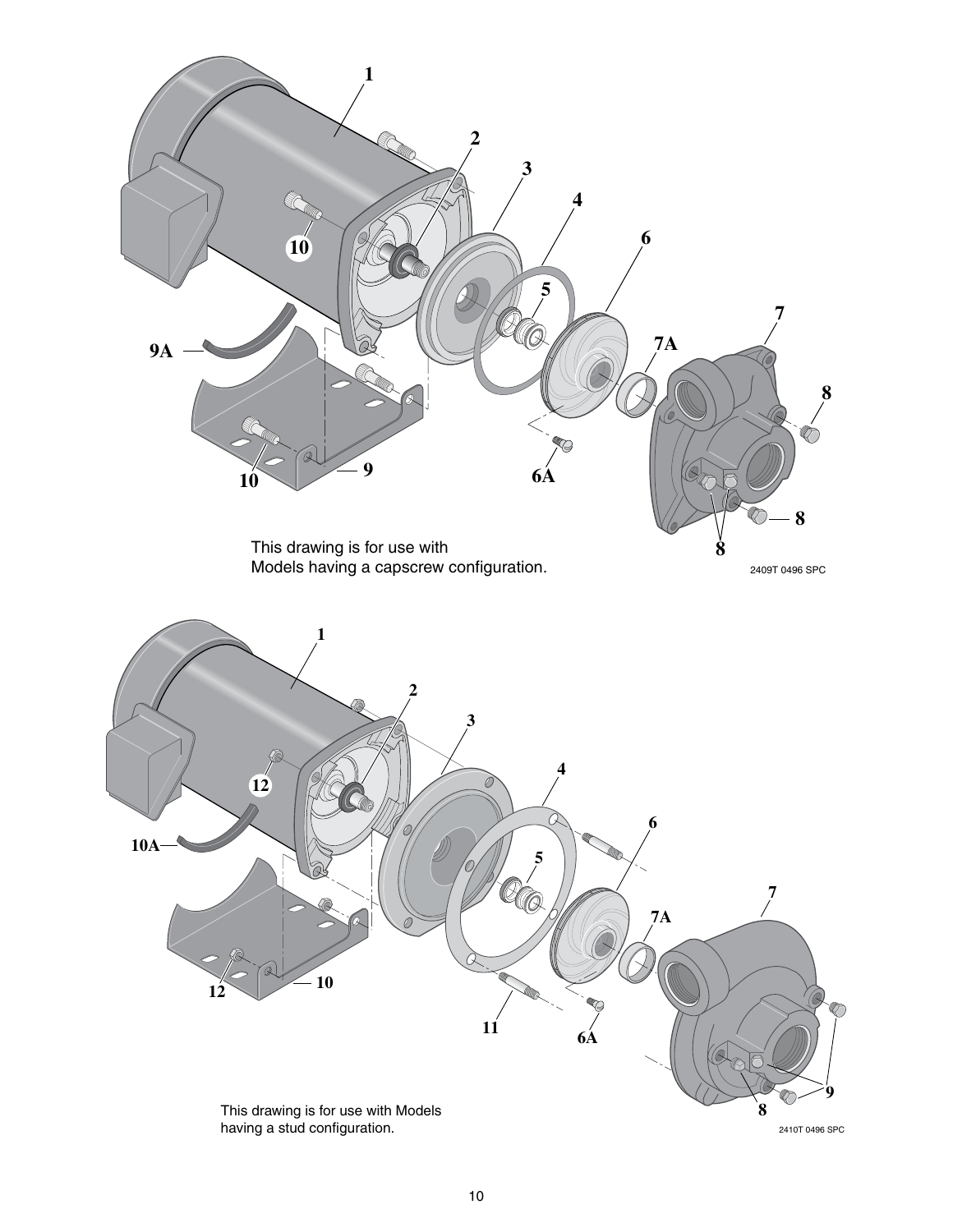This drawing is for use with Models having a capscrew configuration.

2409T 0496 SPC

This drawing is for use with Models having a stud configuration.

2410T 0496 SPC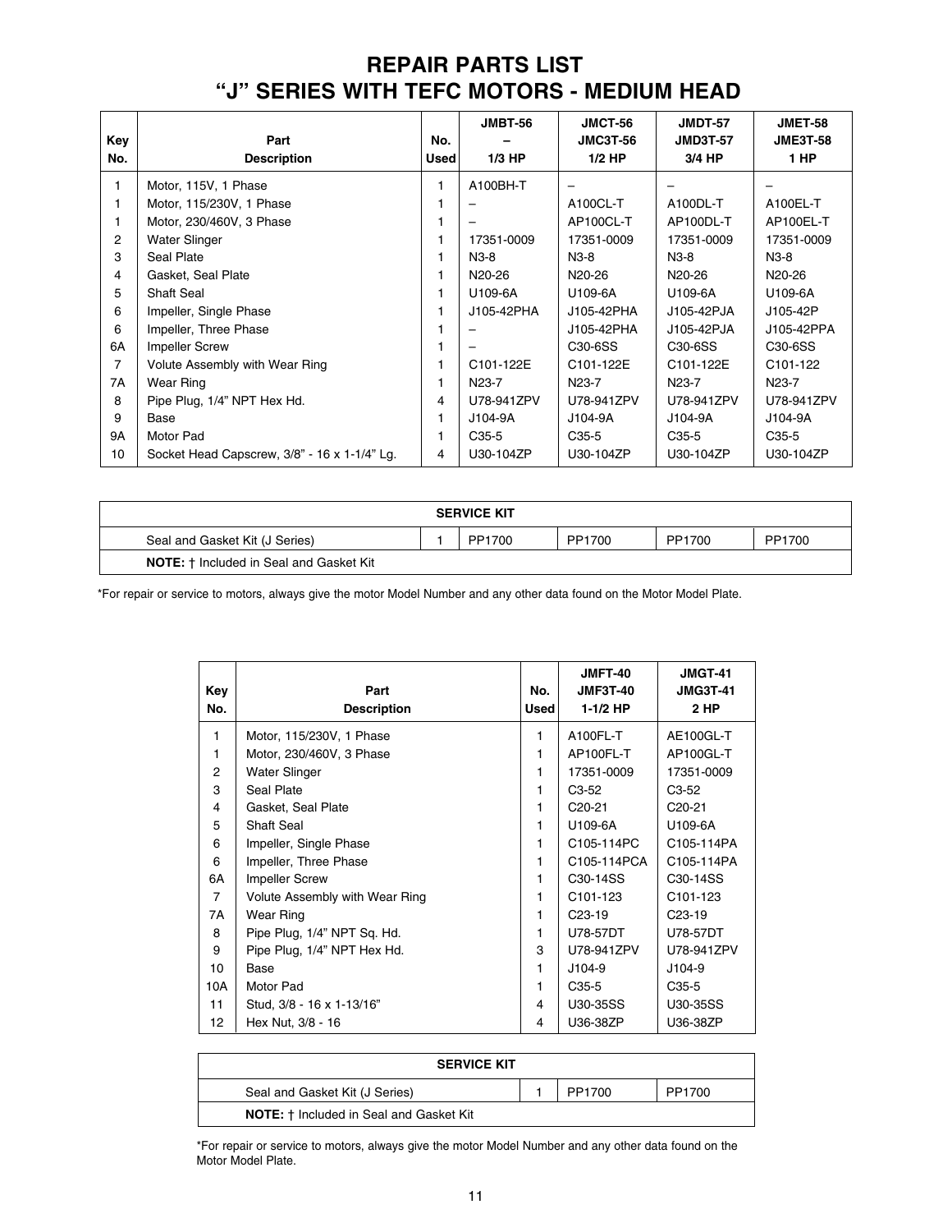# REPAIR PARTS LIST
# "J" SERIES WITH TEFC MOTORS - MEDIUM HEAD

| Key No. | Part Description | No. Used | JMBT-56 – 1/3 HP | JMCT-56 JMC3T-56 1/2 HP | JMDT-57 JMD3T-57 3/4 HP | JMET-58 JME3T-58 1 HP |
|---|---|---|---|---|---|---|
| 1 | Motor, 115V, 1 Phase | 1 | A100BH-T | – | – | – |
| 1 | Motor, 115/230V, 1 Phase | 1 | – | A100CL-T | A100DL-T | A100EL-T |
| 1 | Motor, 230/460V, 3 Phase | 1 | – | AP100CL-T | AP100DL-T | AP100EL-T |
| 2 | Water Slinger | 1 | 17351-0009 | 17351-0009 | 17351-0009 | 17351-0009 |
| 3 | Seal Plate | 1 | N3-8 | N3-8 | N3-8 | N3-8 |
| 4 | Gasket, Seal Plate | 1 | N20-26 | N20-26 | N20-26 | N20-26 |
| 5 | Shaft Seal | 1 | U109-6A | U109-6A | U109-6A | U109-6A |
| 6 | Impeller, Single Phase | 1 | J105-42PHA | J105-42PHA | J105-42PJA | J105-42P |
| 6 | Impeller, Three Phase | 1 | – | J105-42PHA | J105-42PJA | J105-42PPA |
| 6A | Impeller Screw | 1 | – | C30-6SS | C30-6SS | C30-6SS |
| 7 | Volute Assembly with Wear Ring | 1 | C101-122E | C101-122E | C101-122E | C101-122 |
| 7A | Wear Ring | 1 | N23-7 | N23-7 | N23-7 | N23-7 |
| 8 | Pipe Plug, 1/4" NPT Hex Hd. | 4 | U78-941ZPV | U78-941ZPV | U78-941ZPV | U78-941ZPV |
| 9 | Base | 1 | J104-9A | J104-9A | J104-9A | J104-9A |
| 9A | Motor Pad | 1 | C35-5 | C35-5 | C35-5 | C35-5 |
| 10 | Socket Head Capscrew, 3/8" - 16 x 1-1/4" Lg. | 4 | U30-104ZP | U30-104ZP | U30-104ZP | U30-104ZP |

| SERVICE KIT | | | | | |
|---|---|---|---|---|---|
| Seal and Gasket Kit (J Series) | 1 | PP1700 | PP1700 | PP1700 | PP1700 |
| **NOTE:** † Included in Seal and Gasket Kit | | | | | |

*For repair or service to motors, always give the motor Model Number and any other data found on the Motor Model Plate.

| Key No. | Part Description | No. Used | JMFT-40 JMF3T-40 1-1/2 HP | JMGT-41 JMG3T-41 2 HP |
|---|---|---|---|---|
| 1 | Motor, 115/230V, 1 Phase | 1 | A100FL-T | AE100GL-T |
| 1 | Motor, 230/460V, 3 Phase | 1 | AP100FL-T | AP100GL-T |
| 2 | Water Slinger | 1 | 17351-0009 | 17351-0009 |
| 3 | Seal Plate | 1 | C3-52 | C3-52 |
| 4 | Gasket, Seal Plate | 1 | C20-21 | C20-21 |
| 5 | Shaft Seal | 1 | U109-6A | U109-6A |
| 6 | Impeller, Single Phase | 1 | C105-114PC | C105-114PA |
| 6 | Impeller, Three Phase | 1 | C105-114PCA | C105-114PA |
| 6A | Impeller Screw | 1 | C30-14SS | C30-14SS |
| 7 | Volute Assembly with Wear Ring | 1 | C101-123 | C101-123 |
| 7A | Wear Ring | 1 | C23-19 | C23-19 |
| 8 | Pipe Plug, 1/4" NPT Sq. Hd. | 1 | U78-57DT | U78-57DT |
| 9 | Pipe Plug, 1/4" NPT Hex Hd. | 3 | U78-941ZPV | U78-941ZPV |
| 10 | Base | 1 | J104-9 | J104-9 |
| 10A | Motor Pad | 1 | C35-5 | C35-5 |
| 11 | Stud, 3/8 - 16 x 1-13/16" | 4 | U30-35SS | U30-35SS |
| 12 | Hex Nut, 3/8 - 16 | 4 | U36-38ZP | U36-38ZP |

| SERVICE KIT | | | |
|---|---|---|---|
| Seal and Gasket Kit (J Series) | 1 | PP1700 | PP1700 |
| **NOTE:** † Included in Seal and Gasket Kit | | | |

*For repair or service to motors, always give the motor Model Number and any other data found on the Motor Model Plate.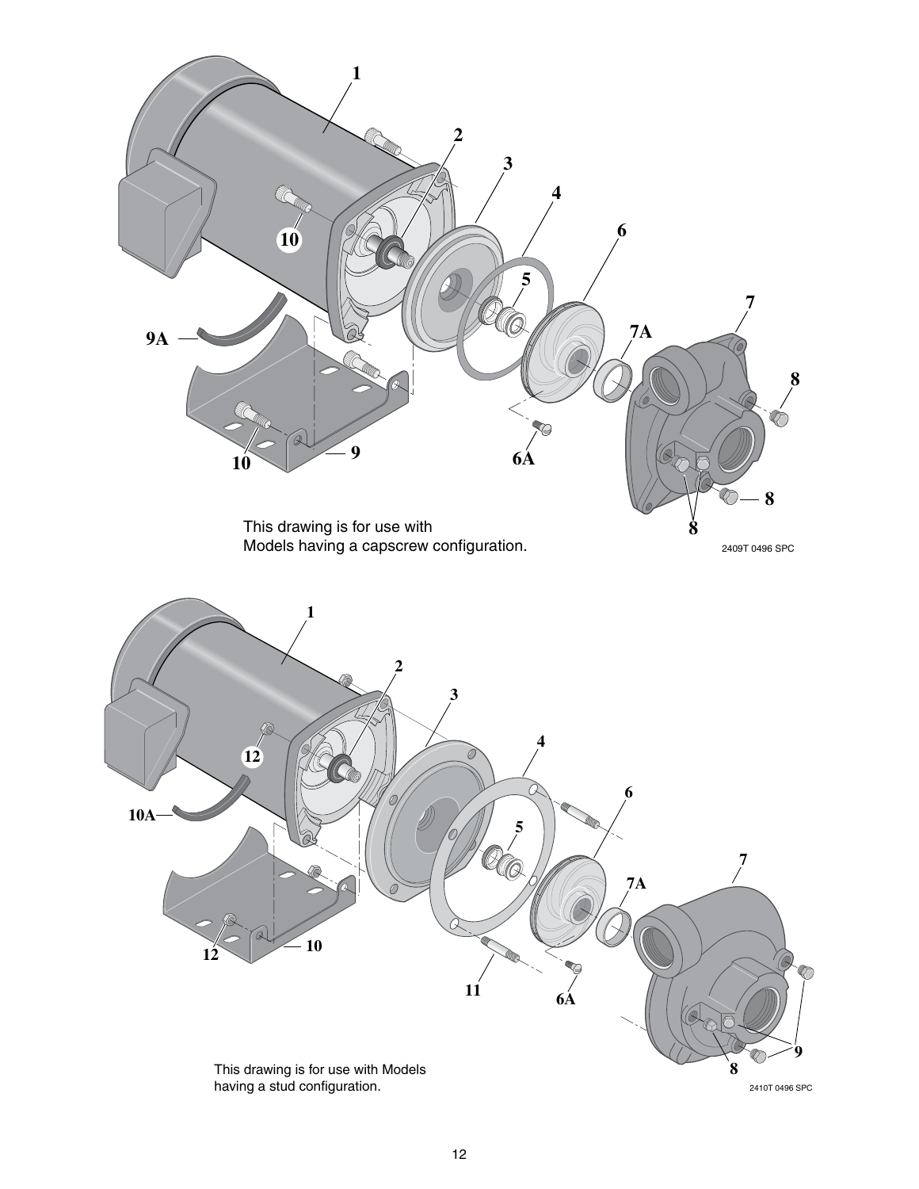This drawing is for use with Models having a capscrew configuration.

2409T 0496 SPC

This drawing is for use with Models having a stud configuration.

2410T 0496 SPC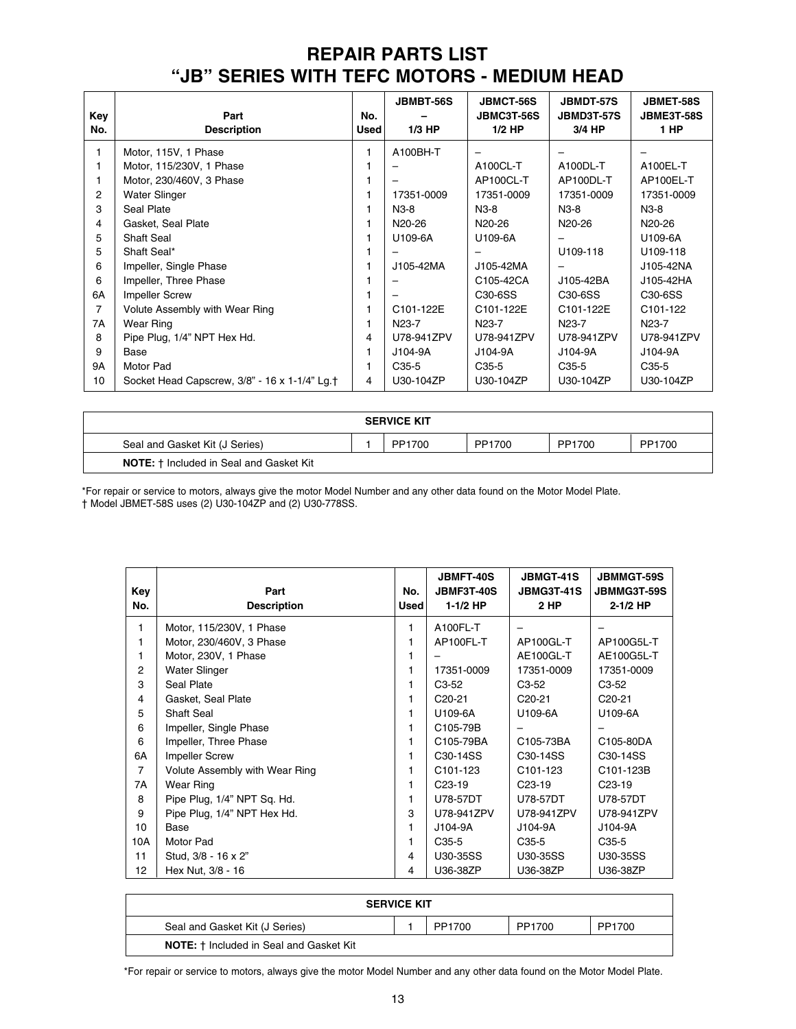# REPAIR PARTS LIST
# "JB" SERIES WITH TEFC MOTORS - MEDIUM HEAD

| Key No. | Part Description | No. Used | JBMBT-56S – 1/3 HP | JBMCT-56S JBMC3T-56S 1/2 HP | JBMDT-57S JBMD3T-57S 3/4 HP | JBMET-58S JBME3T-58S 1 HP |
|---|---|---|---|---|---|---|
| 1 | Motor, 115V, 1 Phase | 1 | A100BH-T | – | – | – |
| 1 | Motor, 115/230V, 1 Phase | 1 | – | A100CL-T | A100DL-T | A100EL-T |
| 1 | Motor, 230/460V, 3 Phase | 1 | – | AP100CL-T | AP100DL-T | AP100EL-T |
| 2 | Water Slinger | 1 | 17351-0009 | 17351-0009 | 17351-0009 | 17351-0009 |
| 3 | Seal Plate | 1 | N3-8 | N3-8 | N3-8 | N3-8 |
| 4 | Gasket, Seal Plate | 1 | N20-26 | N20-26 | N20-26 | N20-26 |
| 5 | Shaft Seal | 1 | U109-6A | U109-6A | – | U109-6A |
| 5 | Shaft Seal* | 1 | – | – | U109-118 | U109-118 |
| 6 | Impeller, Single Phase | 1 | J105-42MA | J105-42MA | – | J105-42NA |
| 6 | Impeller, Three Phase | 1 | – | C105-42CA | J105-42BA | J105-42HA |
| 6A | Impeller Screw | 1 | – | C30-6SS | C30-6SS | C30-6SS |
| 7 | Volute Assembly with Wear Ring | 1 | C101-122E | C101-122E | C101-122E | C101-122 |
| 7A | Wear Ring | 1 | N23-7 | N23-7 | N23-7 | N23-7 |
| 8 | Pipe Plug, 1/4" NPT Hex Hd. | 4 | U78-941ZPV | U78-941ZPV | U78-941ZPV | U78-941ZPV |
| 9 | Base | 1 | J104-9A | J104-9A | J104-9A | J104-9A |
| 9A | Motor Pad | 1 | C35-5 | C35-5 | C35-5 | C35-5 |
| 10 | Socket Head Capscrew, 3/8" - 16 x 1-1/4" Lg.† | 4 | U30-104ZP | U30-104ZP | U30-104ZP | U30-104ZP |

| SERVICE KIT | | | | | | |
|---|---|---|---|---|---|---|
| Seal and Gasket Kit (J Series) | 1 | PP1700 | PP1700 | PP1700 | PP1700 |
| **NOTE:** † Included in Seal and Gasket Kit | | | | | |

*For repair or service to motors, always give the motor Model Number and any other data found on the Motor Model Plate.
† Model JBMET-58S uses (2) U30-104ZP and (2) U30-778SS.

| Key No. | Part Description | No. Used | JBMFT-40S JBMF3T-40S 1-1/2 HP | JBMGT-41S JBMG3T-41S 2 HP | JBMMGT-59S JBMMG3T-59S 2-1/2 HP |
|---|---|---|---|---|---|
| 1 | Motor, 115/230V, 1 Phase | 1 | A100FL-T | – | – |
| 1 | Motor, 230/460V, 3 Phase | 1 | AP100FL-T | AP100GL-T | AP100G5L-T |
| 1 | Motor, 230V, 1 Phase | 1 | – | AE100GL-T | AE100G5L-T |
| 2 | Water Slinger | 1 | 17351-0009 | 17351-0009 | 17351-0009 |
| 3 | Seal Plate | 1 | C3-52 | C3-52 | C3-52 |
| 4 | Gasket, Seal Plate | 1 | C20-21 | C20-21 | C20-21 |
| 5 | Shaft Seal | 1 | U109-6A | U109-6A | U109-6A |
| 6 | Impeller, Single Phase | 1 | C105-79B | – | – |
| 6 | Impeller, Three Phase | 1 | C105-79BA | C105-73BA | C105-80DA |
| 6A | Impeller Screw | 1 | C30-14SS | C30-14SS | C30-14SS |
| 7 | Volute Assembly with Wear Ring | 1 | C101-123 | C101-123 | C101-123B |
| 7A | Wear Ring | 1 | C23-19 | C23-19 | C23-19 |
| 8 | Pipe Plug, 1/4" NPT Sq. Hd. | 1 | U78-57DT | U78-57DT | U78-57DT |
| 9 | Pipe Plug, 1/4" NPT Hex Hd. | 3 | U78-941ZPV | U78-941ZPV | U78-941ZPV |
| 10 | Base | 1 | J104-9A | J104-9A | J104-9A |
| 10A | Motor Pad | 1 | C35-5 | C35-5 | C35-5 |
| 11 | Stud, 3/8 - 16 x 2" | 4 | U30-35SS | U30-35SS | U30-35SS |
| 12 | Hex Nut, 3/8 - 16 | 4 | U36-38ZP | U36-38ZP | U36-38ZP |

| SERVICE KIT | | | | |
|---|---|---|---|---|
| Seal and Gasket Kit (J Series) | 1 | PP1700 | PP1700 | PP1700 |
| **NOTE:** † Included in Seal and Gasket Kit | | | | |

*For repair or service to motors, always give the motor Model Number and any other data found on the Motor Model Plate.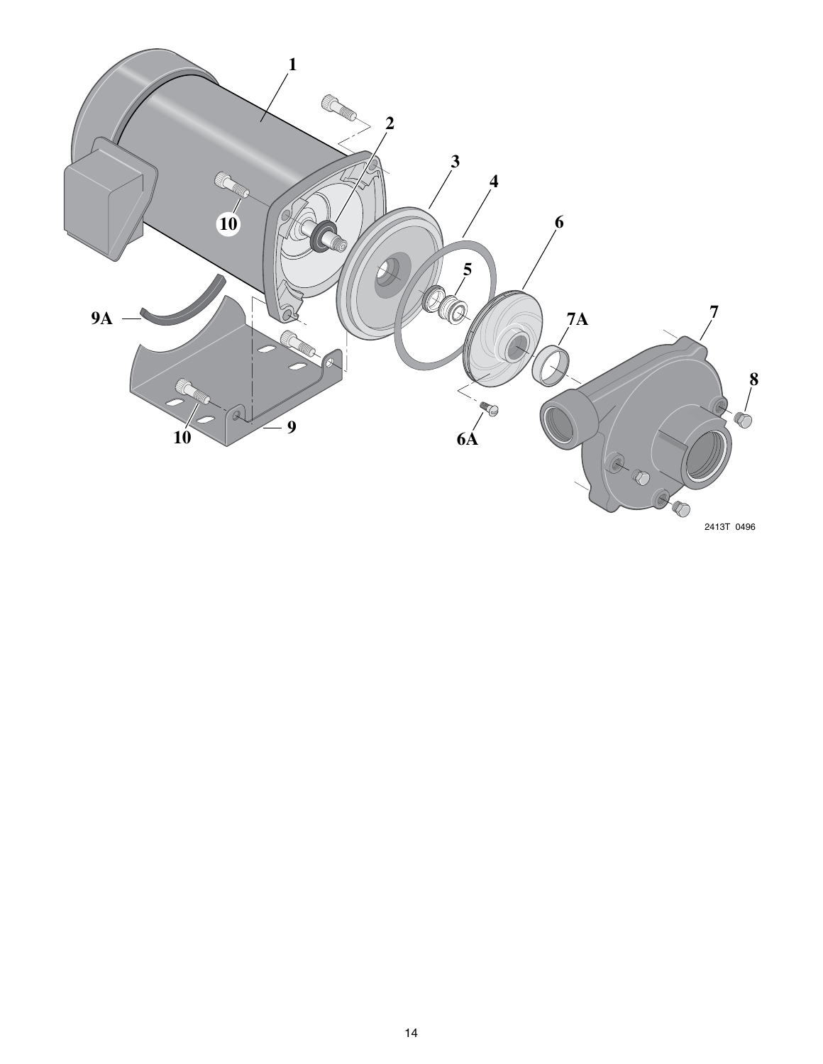1

2

3

4

6

5

10

9A

7A

7

8

9

10

6A

2413T 0496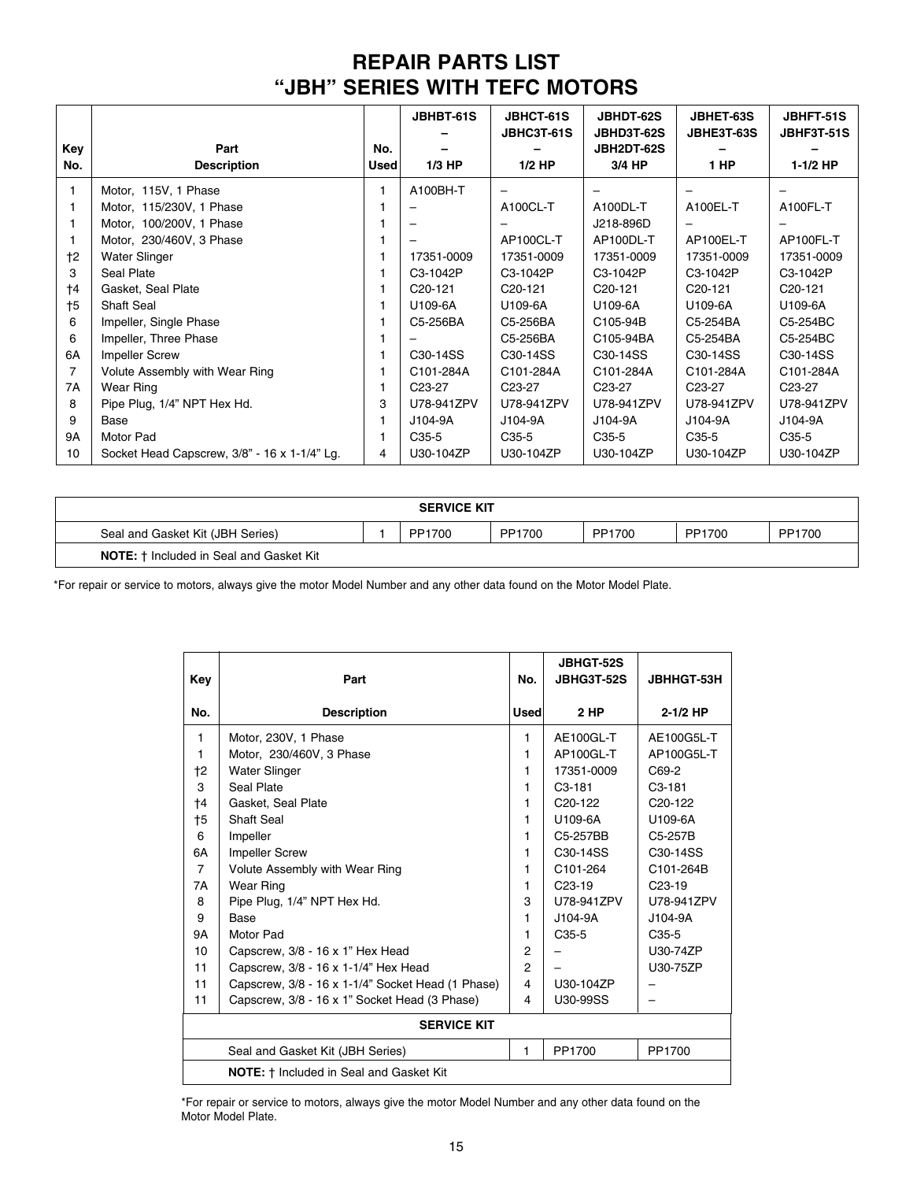# REPAIR PARTS LIST
# "JBH" SERIES WITH TEFC MOTORS

| Key No. | Part Description | No. Used | JBHBT-61S – – 1/3 HP | JBHCT-61S JBHC3T-61S – 1/2 HP | JBHDT-62S JBHD3T-62S JBH2DT-62S 3/4 HP | JBHET-63S JBHE3T-63S – 1 HP | JBHFT-51S JBHF3T-51S – 1-1/2 HP |
|---|---|---|---|---|---|---|---|
| 1 | Motor, 115V, 1 Phase | 1 | A100BH-T | – | – | – | – |
| 1 | Motor, 115/230V, 1 Phase | 1 | – | A100CL-T | A100DL-T | A100EL-T | A100FL-T |
| 1 | Motor, 100/200V, 1 Phase | 1 | – | – | J218-896D | – | – |
| 1 | Motor, 230/460V, 3 Phase | 1 | – | AP100CL-T | AP100DL-T | AP100EL-T | AP100FL-T |
| †2 | Water Slinger | 1 | 17351-0009 | 17351-0009 | 17351-0009 | 17351-0009 | 17351-0009 |
| 3 | Seal Plate | 1 | C3-1042P | C3-1042P | C3-1042P | C3-1042P | C3-1042P |
| †4 | Gasket, Seal Plate | 1 | C20-121 | C20-121 | C20-121 | C20-121 | C20-121 |
| †5 | Shaft Seal | 1 | U109-6A | U109-6A | U109-6A | U109-6A | U109-6A |
| 6 | Impeller, Single Phase | 1 | C5-256BA | C5-256BA | C105-94B | C5-254BA | C5-254BC |
| 6 | Impeller, Three Phase | 1 | – | C5-256BA | C105-94BA | C5-254BA | C5-254BC |
| 6A | Impeller Screw | 1 | C30-14SS | C30-14SS | C30-14SS | C30-14SS | C30-14SS |
| 7 | Volute Assembly with Wear Ring | 1 | C101-284A | C101-284A | C101-284A | C101-284A | C101-284A |
| 7A | Wear Ring | 1 | C23-27 | C23-27 | C23-27 | C23-27 | C23-27 |
| 8 | Pipe Plug, 1/4" NPT Hex Hd. | 3 | U78-941ZPV | U78-941ZPV | U78-941ZPV | U78-941ZPV | U78-941ZPV |
| 9 | Base | 1 | J104-9A | J104-9A | J104-9A | J104-9A | J104-9A |
| 9A | Motor Pad | 1 | C35-5 | C35-5 | C35-5 | C35-5 | C35-5 |
| 10 | Socket Head Capscrew, 3/8" - 16 x 1-1/4" Lg. | 4 | U30-104ZP | U30-104ZP | U30-104ZP | U30-104ZP | U30-104ZP |
| | **SERVICE KIT** | | | | | | |
| | Seal and Gasket Kit (JBH Series) | 1 | PP1700 | PP1700 | PP1700 | PP1700 | PP1700 |
| | **NOTE:** † Included in Seal and Gasket Kit | | | | | | |

*For repair or service to motors, always give the motor Model Number and any other data found on the Motor Model Plate.

| Key No. | Part Description | No. Used | JBHGT-52S JBHG3T-52S 2 HP | JBHHGT-53H 2-1/2 HP |
|---|---|---|---|---|
| 1 | Motor, 230V, 1 Phase | 1 | AE100GL-T | AE100G5L-T |
| 1 | Motor, 230/460V, 3 Phase | 1 | AP100GL-T | AP100G5L-T |
| †2 | Water Slinger | 1 | 17351-0009 | C69-2 |
| 3 | Seal Plate | 1 | C3-181 | C3-181 |
| †4 | Gasket, Seal Plate | 1 | C20-122 | C20-122 |
| †5 | Shaft Seal | 1 | U109-6A | U109-6A |
| 6 | Impeller | 1 | C5-257BB | C5-257B |
| 6A | Impeller Screw | 1 | C30-14SS | C30-14SS |
| 7 | Volute Assembly with Wear Ring | 1 | C101-264 | C101-264B |
| 7A | Wear Ring | 1 | C23-19 | C23-19 |
| 8 | Pipe Plug, 1/4" NPT Hex Hd. | 3 | U78-941ZPV | U78-941ZPV |
| 9 | Base | 1 | J104-9A | J104-9A |
| 9A | Motor Pad | 1 | C35-5 | C35-5 |
| 10 | Capscrew, 3/8 - 16 x 1" Hex Head | 2 | – | U30-74ZP |
| 11 | Capscrew, 3/8 - 16 x 1-1/4" Hex Head | 2 | – | U30-75ZP |
| 11 | Capscrew, 3/8 - 16 x 1-1/4" Socket Head (1 Phase) | 4 | U30-104ZP | – |
| 11 | Capscrew, 3/8 - 16 x 1" Socket Head (3 Phase) | 4 | U30-99SS | – |
| | **SERVICE KIT** | | | |
| | Seal and Gasket Kit (JBH Series) | 1 | PP1700 | PP1700 |
| | **NOTE:** † Included in Seal and Gasket Kit | | | |

*For repair or service to motors, always give the motor Model Number and any other data found on the Motor Model Plate.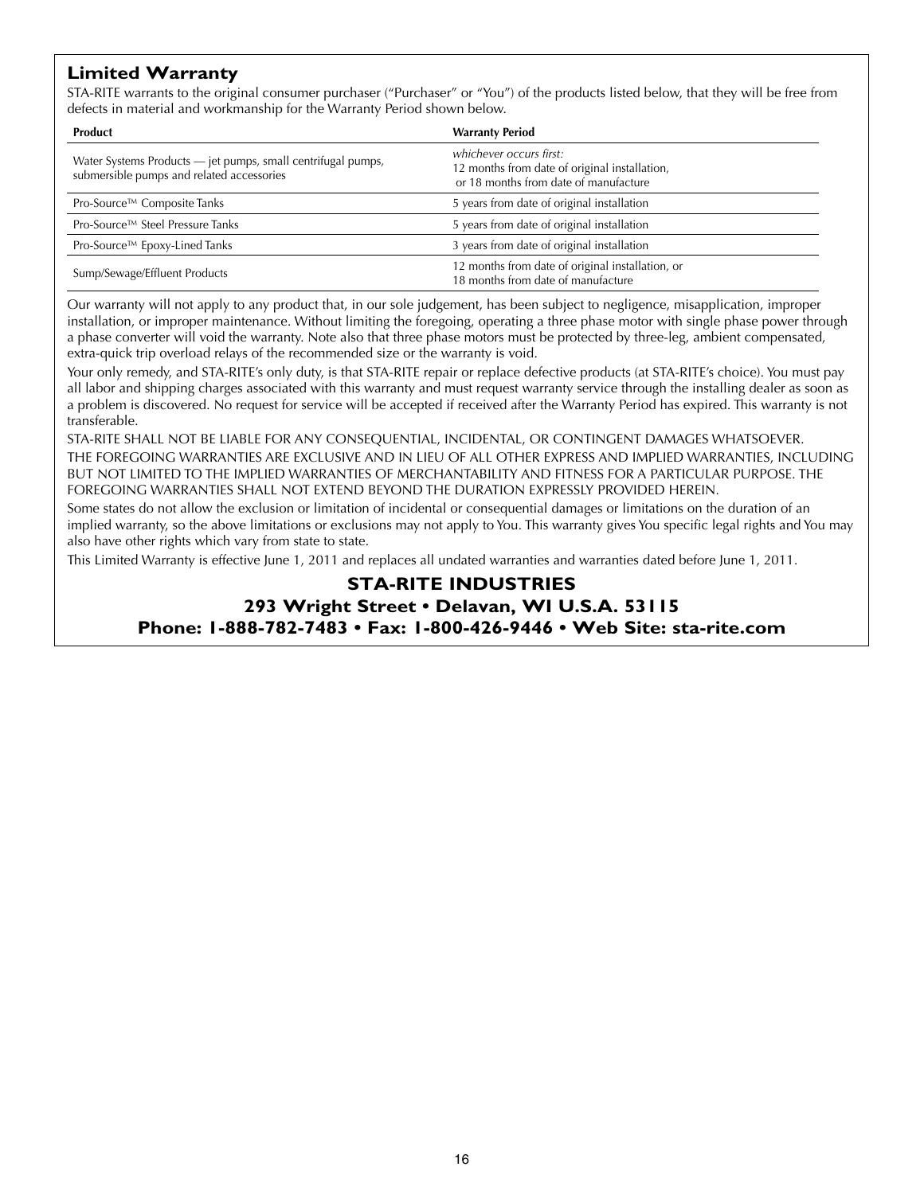## Limited Warranty

STA-RITE warrants to the original consumer purchaser ("Purchaser" or "You") of the products listed below, that they will be free from defects in material and workmanship for the Warranty Period shown below.

| Product | Warranty Period |
| --- | --- |
| Water Systems Products — jet pumps, small centrifugal pumps, submersible pumps and related accessories | *whichever occurs first:* 12 months from date of original installation, or 18 months from date of manufacture |
| Pro-Source™ Composite Tanks | 5 years from date of original installation |
| Pro-Source™ Steel Pressure Tanks | 5 years from date of original installation |
| Pro-Source™ Epoxy-Lined Tanks | 3 years from date of original installation |
| Sump/Sewage/Effluent Products | 12 months from date of original installation, or 18 months from date of manufacture |

Our warranty will not apply to any product that, in our sole judgement, has been subject to negligence, misapplication, improper installation, or improper maintenance. Without limiting the foregoing, operating a three phase motor with single phase power through a phase converter will void the warranty. Note also that three phase motors must be protected by three-leg, ambient compensated, extra-quick trip overload relays of the recommended size or the warranty is void.

Your only remedy, and STA-RITE's only duty, is that STA-RITE repair or replace defective products (at STA-RITE's choice). You must pay all labor and shipping charges associated with this warranty and must request warranty service through the installing dealer as soon as a problem is discovered. No request for service will be accepted if received after the Warranty Period has expired. This warranty is not transferable.

STA-RITE SHALL NOT BE LIABLE FOR ANY CONSEQUENTIAL, INCIDENTAL, OR CONTINGENT DAMAGES WHATSOEVER.

THE FOREGOING WARRANTIES ARE EXCLUSIVE AND IN LIEU OF ALL OTHER EXPRESS AND IMPLIED WARRANTIES, INCLUDING BUT NOT LIMITED TO THE IMPLIED WARRANTIES OF MERCHANTABILITY AND FITNESS FOR A PARTICULAR PURPOSE. THE FOREGOING WARRANTIES SHALL NOT EXTEND BEYOND THE DURATION EXPRESSLY PROVIDED HEREIN.

Some states do not allow the exclusion or limitation of incidental or consequential damages or limitations on the duration of an implied warranty, so the above limitations or exclusions may not apply to You. This warranty gives You specific legal rights and You may also have other rights which vary from state to state.

This Limited Warranty is effective June 1, 2011 and replaces all undated warranties and warranties dated before June 1, 2011.

**STA-RITE INDUSTRIES**

**293 Wright Street • Delavan, WI U.S.A. 53115**

**Phone: 1-888-782-7483 • Fax: 1-800-426-9446 • Web Site: sta-rite.com**